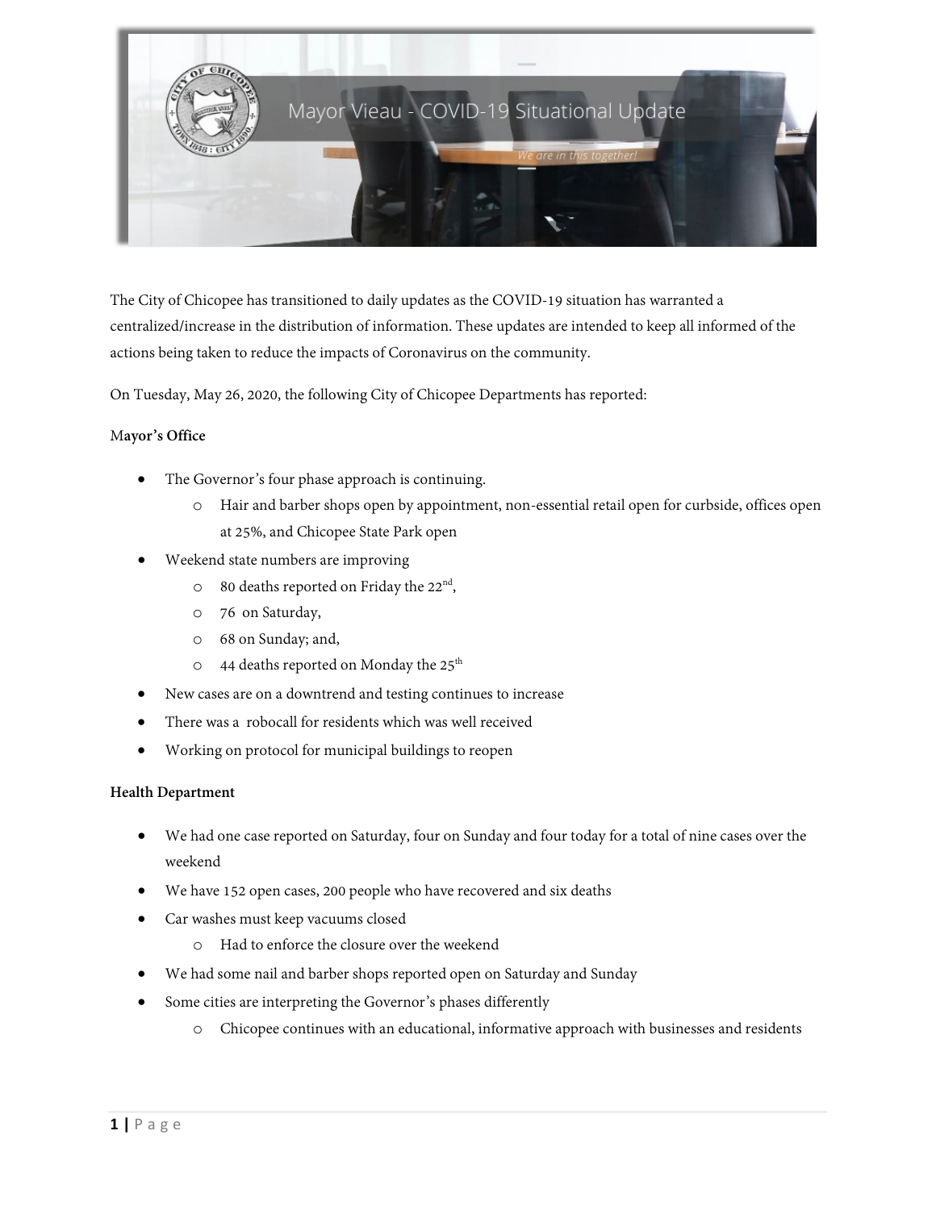# Mayor Vieau - COVID-19 Situational Update

*We are in this together!*

The City of Chicopee has transitioned to daily updates as the COVID-19 situation has warranted a centralized/increase in the distribution of information. These updates are intended to keep all informed of the actions being taken to reduce the impacts of Coronavirus on the community.

On Tuesday, May 26, 2020, the following City of Chicopee Departments has reported:

**Mayor's Office**

- The Governor's four phase approach is continuing.
  - Hair and barber shops open by appointment, non-essential retail open for curbside, offices open at 25%, and Chicopee State Park open
- Weekend state numbers are improving
  - 80 deaths reported on Friday the 22nd,
  - 76 on Saturday,
  - 68 on Sunday; and,
  - 44 deaths reported on Monday the 25th
- New cases are on a downtrend and testing continues to increase
- There was a robocall for residents which was well received
- Working on protocol for municipal buildings to reopen

**Health Department**

- We had one case reported on Saturday, four on Sunday and four today for a total of nine cases over the weekend
- We have 152 open cases, 200 people who have recovered and six deaths
- Car washes must keep vacuums closed
  - Had to enforce the closure over the weekend
- We had some nail and barber shops reported open on Saturday and Sunday
- Some cities are interpreting the Governor's phases differently
  - Chicopee continues with an educational, informative approach with businesses and residents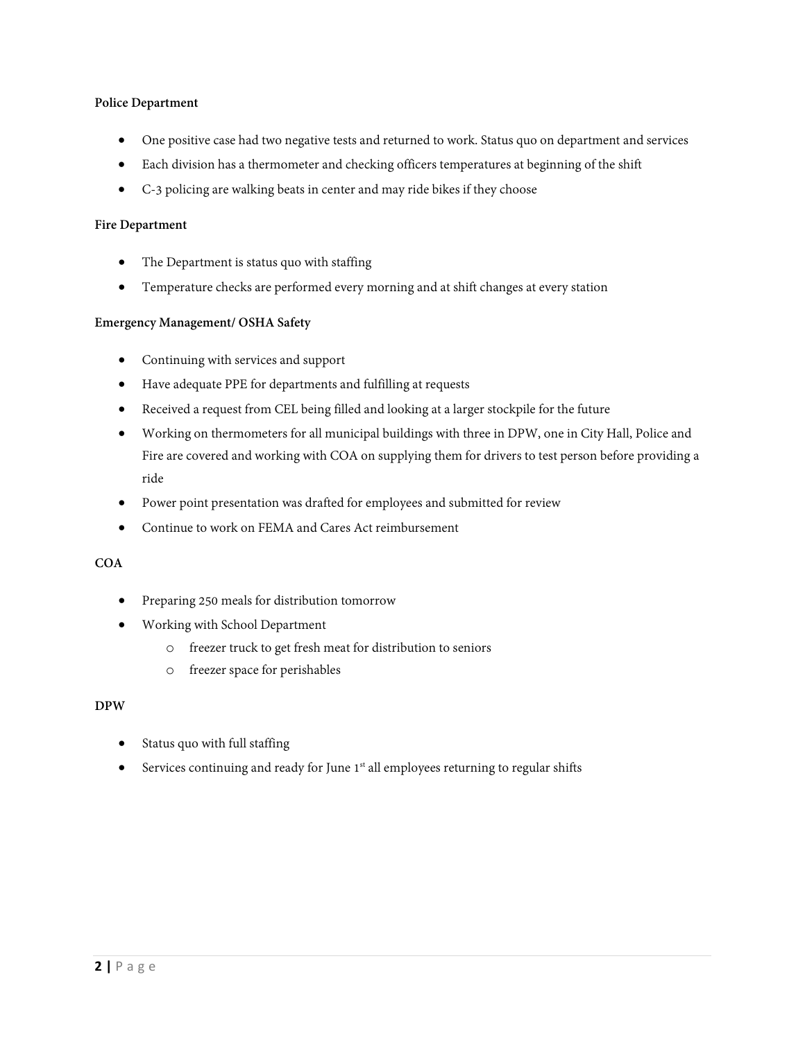**Police Department**

- One positive case had two negative tests and returned to work. Status quo on department and services
- Each division has a thermometer and checking officers temperatures at beginning of the shift
- C-3 policing are walking beats in center and may ride bikes if they choose

**Fire Department**

- The Department is status quo with staffing
- Temperature checks are performed every morning and at shift changes at every station

**Emergency Management/ OSHA Safety**

- Continuing with services and support
- Have adequate PPE for departments and fulfilling at requests
- Received a request from CEL being filled and looking at a larger stockpile for the future
- Working on thermometers for all municipal buildings with three in DPW, one in City Hall, Police and Fire are covered and working with COA on supplying them for drivers to test person before providing a ride
- Power point presentation was drafted for employees and submitted for review
- Continue to work on FEMA and Cares Act reimbursement

**COA**

- Preparing 250 meals for distribution tomorrow
- Working with School Department
  - freezer truck to get fresh meat for distribution to seniors
  - freezer space for perishables

**DPW**

- Status quo with full staffing
- Services continuing and ready for June 1st all employees returning to regular shifts